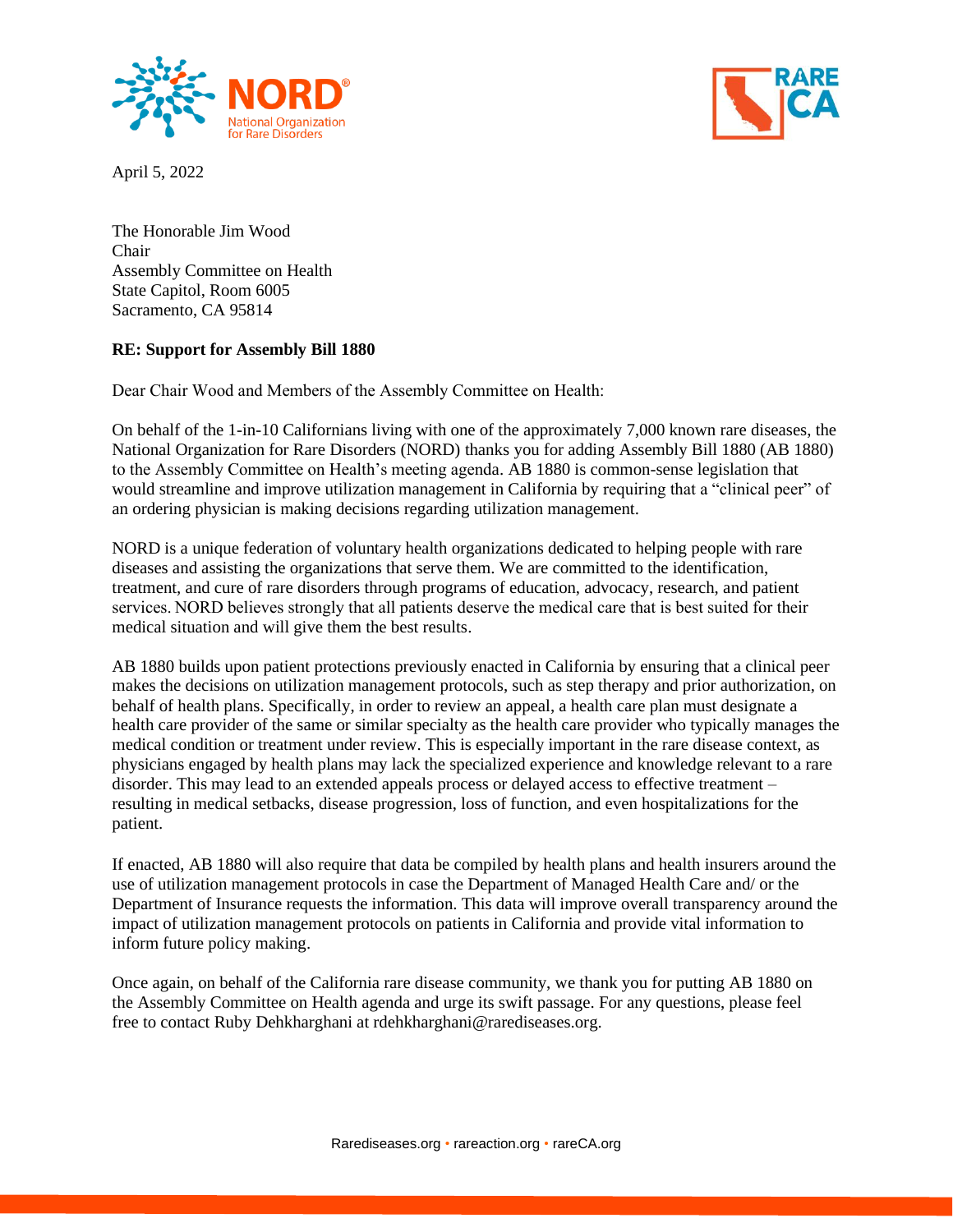April 5, 2022

The Honorable Jim Wood
Chair
Assembly Committee on Health
State Capitol, Room 6005
Sacramento, CA 95814

**RE: Support for Assembly Bill 1880**

Dear Chair Wood and Members of the Assembly Committee on Health:

On behalf of the 1-in-10 Californians living with one of the approximately 7,000 known rare diseases, the National Organization for Rare Disorders (NORD) thanks you for adding Assembly Bill 1880 (AB 1880) to the Assembly Committee on Health's meeting agenda. AB 1880 is common-sense legislation that would streamline and improve utilization management in California by requiring that a "clinical peer" of an ordering physician is making decisions regarding utilization management.

NORD is a unique federation of voluntary health organizations dedicated to helping people with rare diseases and assisting the organizations that serve them. We are committed to the identification, treatment, and cure of rare disorders through programs of education, advocacy, research, and patient services. NORD believes strongly that all patients deserve the medical care that is best suited for their medical situation and will give them the best results.

AB 1880 builds upon patient protections previously enacted in California by ensuring that a clinical peer makes the decisions on utilization management protocols, such as step therapy and prior authorization, on behalf of health plans. Specifically, in order to review an appeal, a health care plan must designate a health care provider of the same or similar specialty as the health care provider who typically manages the medical condition or treatment under review. This is especially important in the rare disease context, as physicians engaged by health plans may lack the specialized experience and knowledge relevant to a rare disorder. This may lead to an extended appeals process or delayed access to effective treatment – resulting in medical setbacks, disease progression, loss of function, and even hospitalizations for the patient.

If enacted, AB 1880 will also require that data be compiled by health plans and health insurers around the use of utilization management protocols in case the Department of Managed Health Care and/ or the Department of Insurance requests the information. This data will improve overall transparency around the impact of utilization management protocols on patients in California and provide vital information to inform future policy making.

Once again, on behalf of the California rare disease community, we thank you for putting AB 1880 on the Assembly Committee on Health agenda and urge its swift passage. For any questions, please feel free to contact Ruby Dehkharghani at rdehkharghani@rarediseases.org.

Rarediseases.org • rareaction.org • rareCA.org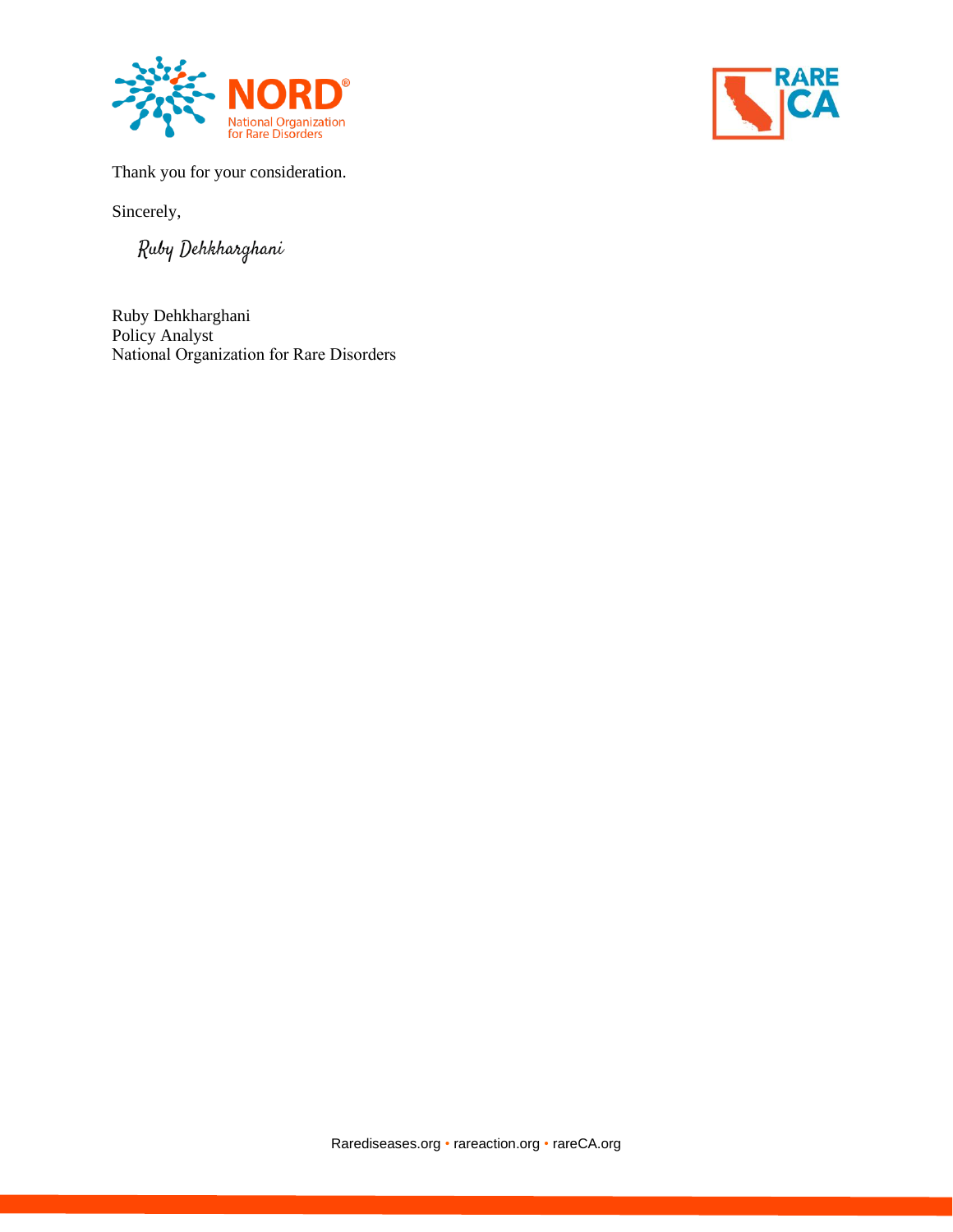Thank you for your consideration.

Sincerely,

Ruby Dehkharghani

Ruby Dehkharghani
Policy Analyst
National Organization for Rare Disorders

Rarediseases.org • rareaction.org • rareCA.org